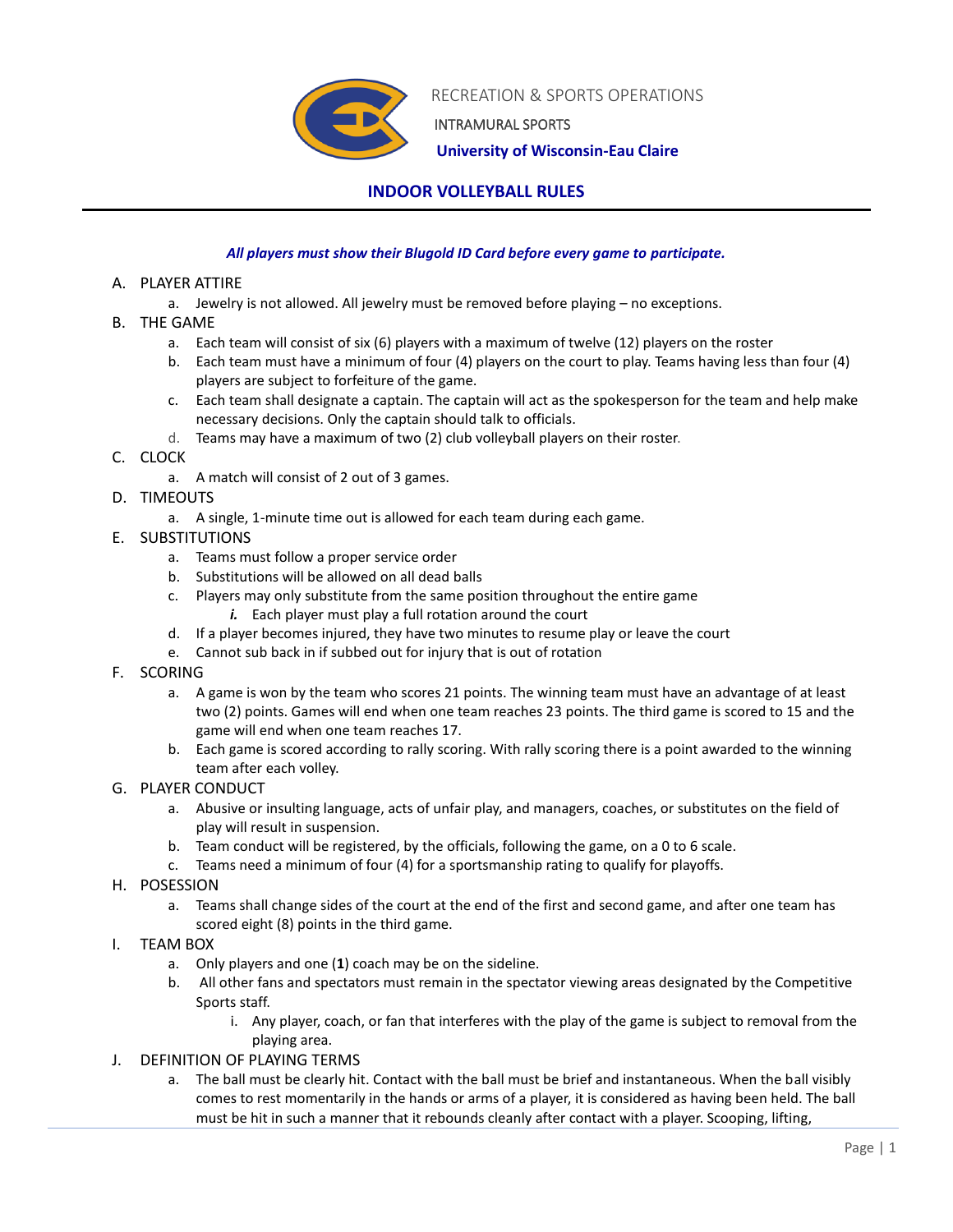RECREATION & SPORTS OPERATIONS

INTRAMURAL SPORTS

**University of Wisconsin-Eau Claire**

# INDOOR VOLLEYBALL RULES

***All players must show their Blugold ID Card before every game to participate.***

A. PLAYER ATTIRE
   - a. Jewelry is not allowed. All jewelry must be removed before playing – no exceptions.

B. THE GAME
   - a. Each team will consist of six (6) players with a maximum of twelve (12) players on the roster
   - b. Each team must have a minimum of four (4) players on the court to play. Teams having less than four (4) players are subject to forfeiture of the game.
   - c. Each team shall designate a captain. The captain will act as the spokesperson for the team and help make necessary decisions. Only the captain should talk to officials.
   - d. Teams may have a maximum of two (2) club volleyball players on their roster.

C. CLOCK
   - a. A match will consist of 2 out of 3 games.

D. TIMEOUTS
   - a. A single, 1-minute time out is allowed for each team during each game.

E. SUBSTITUTIONS
   - a. Teams must follow a proper service order
   - b. Substitutions will be allowed on all dead balls
   - c. Players may only substitute from the same position throughout the entire game
     - ***i.*** Each player must play a full rotation around the court
   - d. If a player becomes injured, they have two minutes to resume play or leave the court
   - e. Cannot sub back in if subbed out for injury that is out of rotation

F. SCORING
   - a. A game is won by the team who scores 21 points. The winning team must have an advantage of at least two (2) points. Games will end when one team reaches 23 points. The third game is scored to 15 and the game will end when one team reaches 17.
   - b. Each game is scored according to rally scoring. With rally scoring there is a point awarded to the winning team after each volley.

G. PLAYER CONDUCT
   - a. Abusive or insulting language, acts of unfair play, and managers, coaches, or substitutes on the field of play will result in suspension.
   - b. Team conduct will be registered, by the officials, following the game, on a 0 to 6 scale.
   - c. Teams need a minimum of four (4) for a sportsmanship rating to qualify for playoffs.

H. POSESSION
   - a. Teams shall change sides of the court at the end of the first and second game, and after one team has scored eight (8) points in the third game.

I. TEAM BOX
   - a. Only players and one (**1**) coach may be on the sideline.
   - b. All other fans and spectators must remain in the spectator viewing areas designated by the Competitive Sports staff.
     - i. Any player, coach, or fan that interferes with the play of the game is subject to removal from the playing area.

J. DEFINITION OF PLAYING TERMS
   - a. The ball must be clearly hit. Contact with the ball must be brief and instantaneous. When the ball visibly comes to rest momentarily in the hands or arms of a player, it is considered as having been held. The ball must be hit in such a manner that it rebounds cleanly after contact with a player. Scooping, lifting,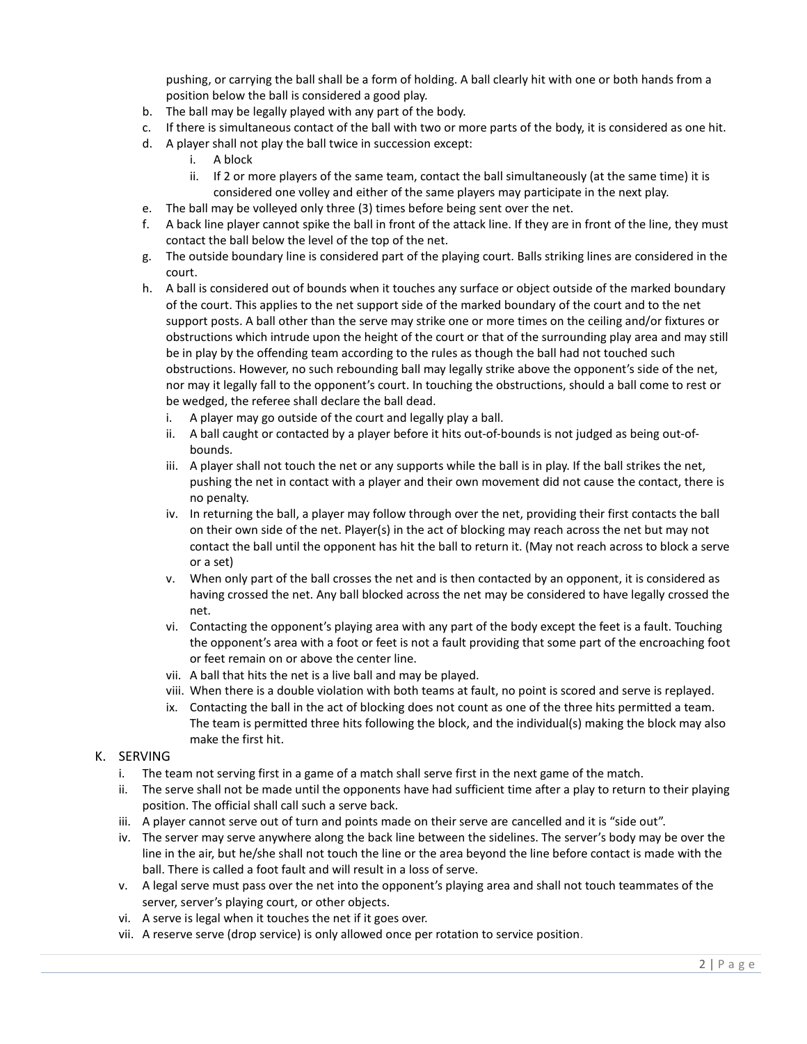pushing, or carrying the ball shall be a form of holding. A ball clearly hit with one or both hands from a position below the ball is considered a good play.

b. The ball may be legally played with any part of the body.
c. If there is simultaneous contact of the ball with two or more parts of the body, it is considered as one hit.
d. A player shall not play the ball twice in succession except:
   i. A block
   ii. If 2 or more players of the same team, contact the ball simultaneously (at the same time) it is considered one volley and either of the same players may participate in the next play.
e. The ball may be volleyed only three (3) times before being sent over the net.
f. A back line player cannot spike the ball in front of the attack line. If they are in front of the line, they must contact the ball below the level of the top of the net.
g. The outside boundary line is considered part of the playing court. Balls striking lines are considered in the court.
h. A ball is considered out of bounds when it touches any surface or object outside of the marked boundary of the court. This applies to the net support side of the marked boundary of the court and to the net support posts. A ball other than the serve may strike one or more times on the ceiling and/or fixtures or obstructions which intrude upon the height of the court or that of the surrounding play area and may still be in play by the offending team according to the rules as though the ball had not touched such obstructions. However, no such rebounding ball may legally strike above the opponent's side of the net, nor may it legally fall to the opponent's court. In touching the obstructions, should a ball come to rest or be wedged, the referee shall declare the ball dead.
   i. A player may go outside of the court and legally play a ball.
   ii. A ball caught or contacted by a player before it hits out-of-bounds is not judged as being out-of-bounds.
   iii. A player shall not touch the net or any supports while the ball is in play. If the ball strikes the net, pushing the net in contact with a player and their own movement did not cause the contact, there is no penalty.
   iv. In returning the ball, a player may follow through over the net, providing their first contacts the ball on their own side of the net. Player(s) in the act of blocking may reach across the net but may not contact the ball until the opponent has hit the ball to return it. (May not reach across to block a serve or a set)
   v. When only part of the ball crosses the net and is then contacted by an opponent, it is considered as having crossed the net. Any ball blocked across the net may be considered to have legally crossed the net.
   vi. Contacting the opponent's playing area with any part of the body except the feet is a fault. Touching the opponent's area with a foot or feet is not a fault providing that some part of the encroaching foot or feet remain on or above the center line.
   vii. A ball that hits the net is a live ball and may be played.
   viii. When there is a double violation with both teams at fault, no point is scored and serve is replayed.
   ix. Contacting the ball in the act of blocking does not count as one of the three hits permitted a team. The team is permitted three hits following the block, and the individual(s) making the block may also make the first hit.

K. SERVING
   i. The team not serving first in a game of a match shall serve first in the next game of the match.
   ii. The serve shall not be made until the opponents have had sufficient time after a play to return to their playing position. The official shall call such a serve back.
   iii. A player cannot serve out of turn and points made on their serve are cancelled and it is "side out".
   iv. The server may serve anywhere along the back line between the sidelines. The server's body may be over the line in the air, but he/she shall not touch the line or the area beyond the line before contact is made with the ball. There is called a foot fault and will result in a loss of serve.
   v. A legal serve must pass over the net into the opponent's playing area and shall not touch teammates of the server, server's playing court, or other objects.
   vi. A serve is legal when it touches the net if it goes over.
   vii. A reserve serve (drop service) is only allowed once per rotation to service position.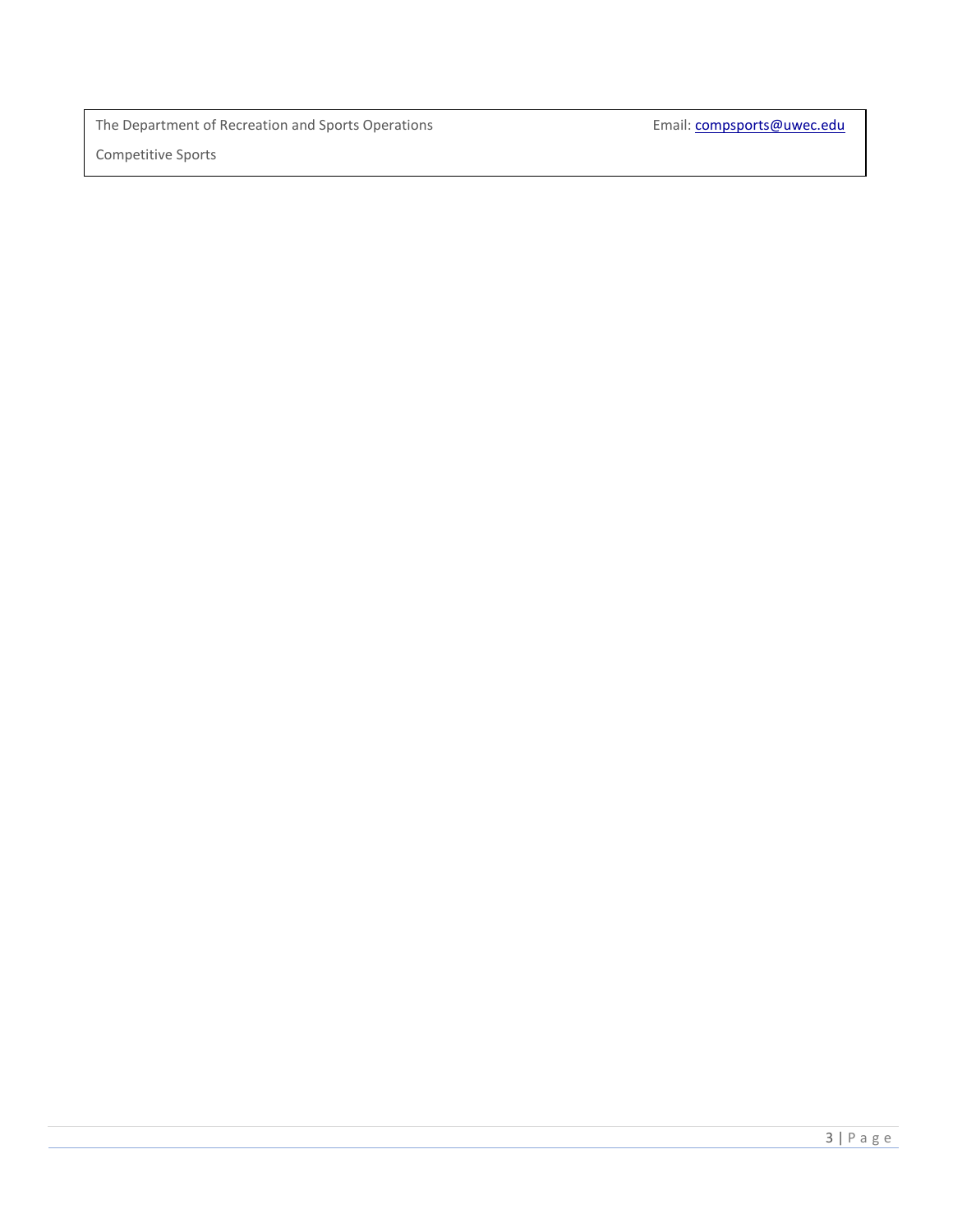| | |
|---|---|
| The Department of Recreation and Sports Operations | Email: compsports@uwec.edu |
| Competitive Sports | |